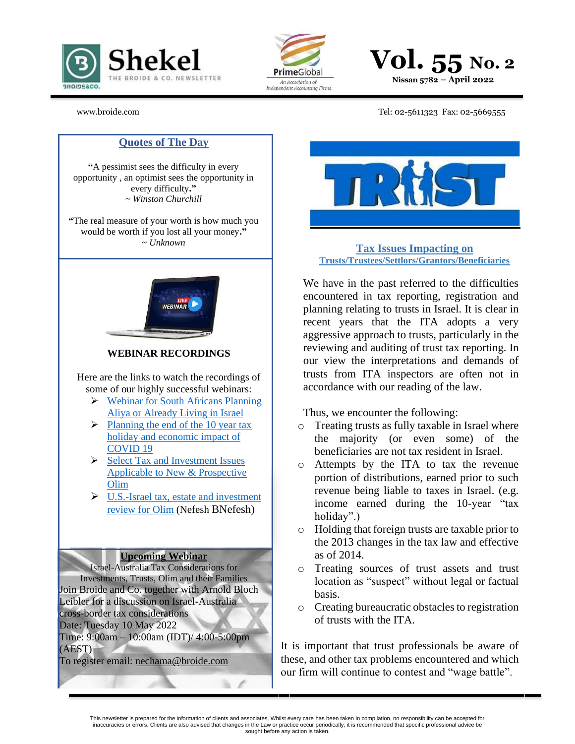# Shekel

THE BROIDE & CO. NEWSLETTER

PrimeGlobal — An Association of Independent Accounting Firms

**Vol. 55 No. 2**

**Nissan 5782 – April 2022**

www.broide.com

Tel: 02-5611323 Fax: 02-5669555

## Quotes of The Day

**"**A pessimist sees the difficulty in every opportunity , an optimist sees the opportunity in every difficulty.**"**
*~ Winston Churchill*

**"**The real measure of your worth is how much you would be worth if you lost all your money.**"**
*~ Unknown*

### WEBINAR RECORDINGS

Here are the links to watch the recordings of some of our highly successful webinars:

- Webinar for South Africans Planning Aliya or Already Living in Israel
- Planning the end of the 10 year tax holiday and economic impact of COVID 19
- Select Tax and Investment Issues Applicable to New & Prospective Olim
- U.S.-Israel tax, estate and investment review for Olim (Nefesh BNefesh)

### Upcoming Webinar

Israel-Australia Tax Considerations for Investments, Trusts, Olim and their Families

Join Broide and Co. together with Arnold Bloch Leibler for a discussion on Israel-Australia cross-border tax considerations

Date: Tuesday 10 May 2022

Time: 9:00am – 10:00am (IDT)/ 4:00-5:00pm (AEST)

To register email: nechama@broide.com

## Tax Issues Impacting on Trusts/Trustees/Settlors/Grantors/Beneficiaries

We have in the past referred to the difficulties encountered in tax reporting, registration and planning relating to trusts in Israel. It is clear in recent years that the ITA adopts a very aggressive approach to trusts, particularly in the reviewing and auditing of trust tax reporting. In our view the interpretations and demands of trusts from ITA inspectors are often not in accordance with our reading of the law.

Thus, we encounter the following:

- Treating trusts as fully taxable in Israel where the majority (or even some) of the beneficiaries are not tax resident in Israel.
- Attempts by the ITA to tax the revenue portion of distributions, earned prior to such revenue being liable to taxes in Israel. (e.g. income earned during the 10-year "tax holiday".)
- Holding that foreign trusts are taxable prior to the 2013 changes in the tax law and effective as of 2014.
- Treating sources of trust assets and trust location as "suspect" without legal or factual basis.
- Creating bureaucratic obstacles to registration of trusts with the ITA.

It is important that trust professionals be aware of these, and other tax problems encountered and which our firm will continue to contest and "wage battle".

This newsletter is prepared for the information of clients and associates. Whilst every care has been taken in compilation, no responsibility can be accepted for inaccuracies or errors. Clients are also advised that changes in the Law or practice occur periodically; it is recommended that specific professional advice be sought before any action is taken.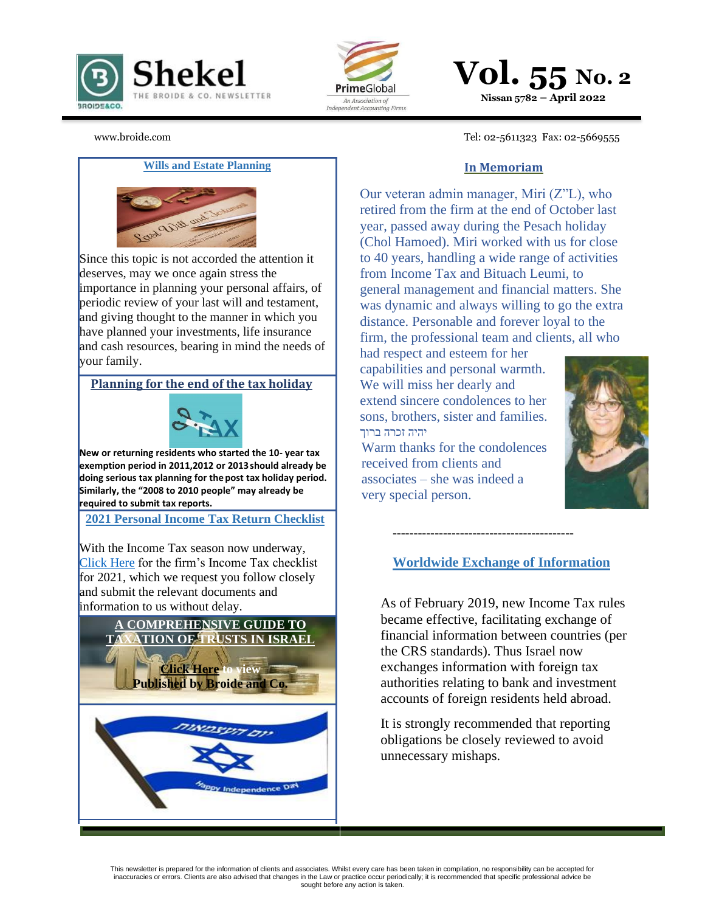# Shekel

THE BROIDE & CO. NEWSLETTER

PrimeGlobal

An Association of Independent Accounting Firms

**Vol. 55 No. 2**

**Nissan 5782 – April 2022**

www.broide.com

Tel: 02-5611323 Fax: 02-5669555

## Wills and Estate Planning

Since this topic is not accorded the attention it deserves, may we once again stress the importance in planning your personal affairs, of periodic review of your last will and testament, and giving thought to the manner in which you have planned your investments, life insurance and cash resources, bearing in mind the needs of your family.

## Planning for the end of the tax holiday

**New or returning residents who started the 10- year tax exemption period in 2011,2012 or 2013 should already be doing serious tax planning for the post tax holiday period. Similarly, the "2008 to 2010 people" may already be required to submit tax reports.**

## 2021 Personal Income Tax Return Checklist

With the Income Tax season now underway, Click Here for the firm's Income Tax checklist for 2021, which we request you follow closely and submit the relevant documents and information to us without delay.

## A COMPREHENSIVE GUIDE TO TAXATION OF TRUSTS IN ISRAEL

**Click Here to view**

**Published by Broide and Co.**

## In Memoriam

Our veteran admin manager, Miri (Z"L), who retired from the firm at the end of October last year, passed away during the Pesach holiday (Chol Hamoed). Miri worked with us for close to 40 years, handling a wide range of activities from Income Tax and Bituach Leumi, to general management and financial matters. She was dynamic and always willing to go the extra distance. Personable and forever loyal to the firm, the professional team and clients, all who had respect and esteem for her capabilities and personal warmth. We will miss her dearly and extend sincere condolences to her sons, brothers, sister and families.

יהיה זכרה ברוך

Warm thanks for the condolences received from clients and associates – she was indeed a very special person.

------------------------------------------

## Worldwide Exchange of Information

As of February 2019, new Income Tax rules became effective, facilitating exchange of financial information between countries (per the CRS standards). Thus Israel now exchanges information with foreign tax authorities relating to bank and investment accounts of foreign residents held abroad.

It is strongly recommended that reporting obligations be closely reviewed to avoid unnecessary mishaps.

This newsletter is prepared for the information of clients and associates. Whilst every care has been taken in compilation, no responsibility can be accepted for inaccuracies or errors. Clients are also advised that changes in the Law or practice occur periodically; it is recommended that specific professional advice be sought before any action is taken.